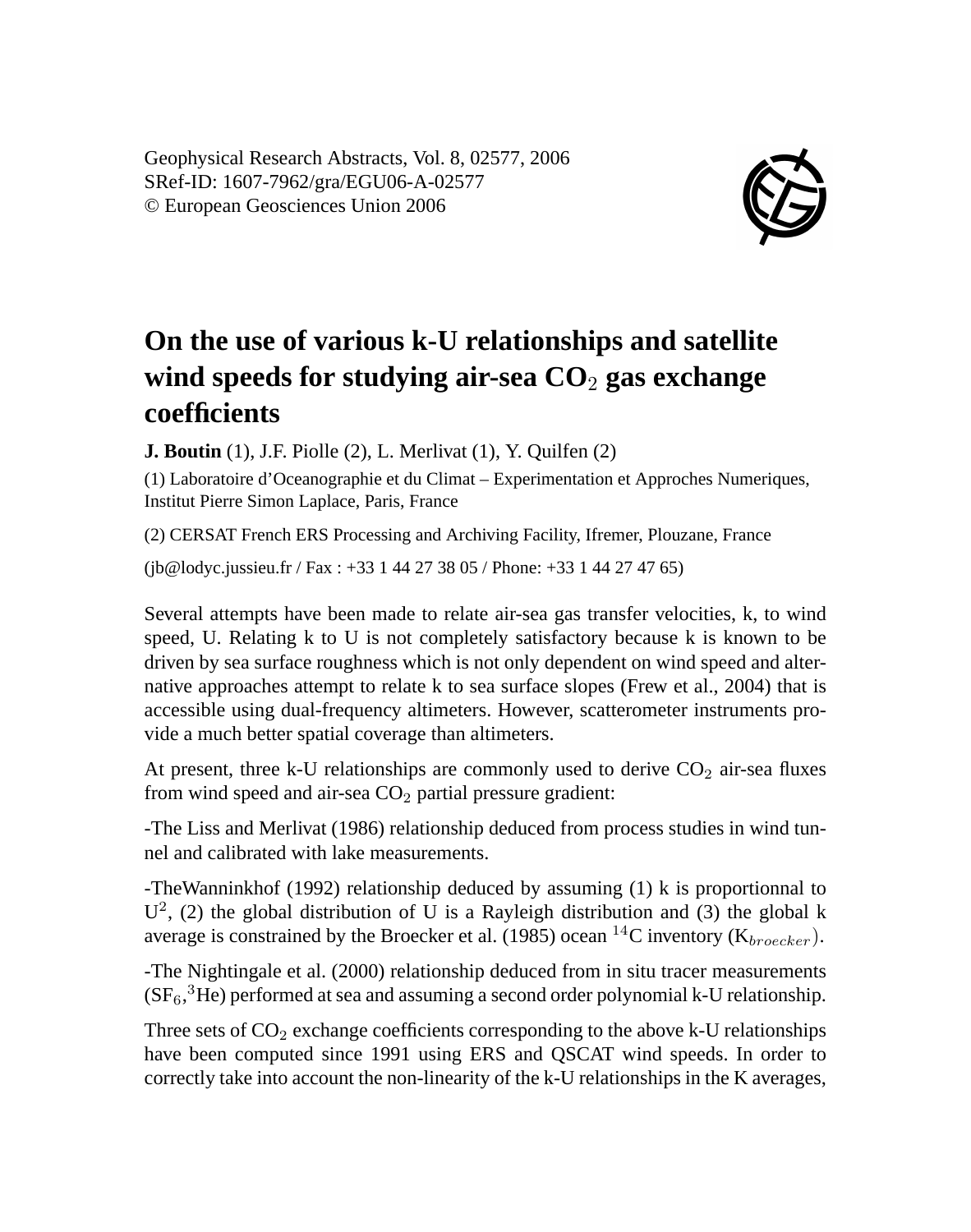Geophysical Research Abstracts, Vol. 8, 02577, 2006
SRef-ID: 1607-7962/gra/EGU06-A-02577
© European Geosciences Union 2006

# On the use of various k-U relationships and satellite wind speeds for studying air-sea $CO_2$ gas exchange coefficients

**J. Boutin** (1), J.F. Piolle (2), L. Merlivat (1), Y. Quilfen (2)

(1) Laboratoire d'Oceanographie et du Climat – Experimentation et Approches Numeriques, Institut Pierre Simon Laplace, Paris, France

(2) CERSAT French ERS Processing and Archiving Facility, Ifremer, Plouzane, France

(jb@lodyc.jussieu.fr / Fax : +33 1 44 27 38 05 / Phone: +33 1 44 27 47 65)

Several attempts have been made to relate air-sea gas transfer velocities, k, to wind speed, U. Relating k to U is not completely satisfactory because k is known to be driven by sea surface roughness which is not only dependent on wind speed and alternative approaches attempt to relate k to sea surface slopes (Frew et al., 2004) that is accessible using dual-frequency altimeters. However, scatterometer instruments provide a much better spatial coverage than altimeters.

At present, three k-U relationships are commonly used to derive $CO_2$ air-sea fluxes from wind speed and air-sea $CO_2$ partial pressure gradient:

-The Liss and Merlivat (1986) relationship deduced from process studies in wind tunnel and calibrated with lake measurements.

-TheWanninkhof (1992) relationship deduced by assuming (1) k is proportionnal to $U^2$, (2) the global distribution of U is a Rayleigh distribution and (3) the global k average is constrained by the Broecker et al. (1985) ocean $^{14}C$ inventory ($K_{broecker}$).

-The Nightingale et al. (2000) relationship deduced from in situ tracer measurements ($SF_6$,$^3He$) performed at sea and assuming a second order polynomial k-U relationship.

Three sets of $CO_2$ exchange coefficients corresponding to the above k-U relationships have been computed since 1991 using ERS and QSCAT wind speeds. In order to correctly take into account the non-linearity of the k-U relationships in the K averages,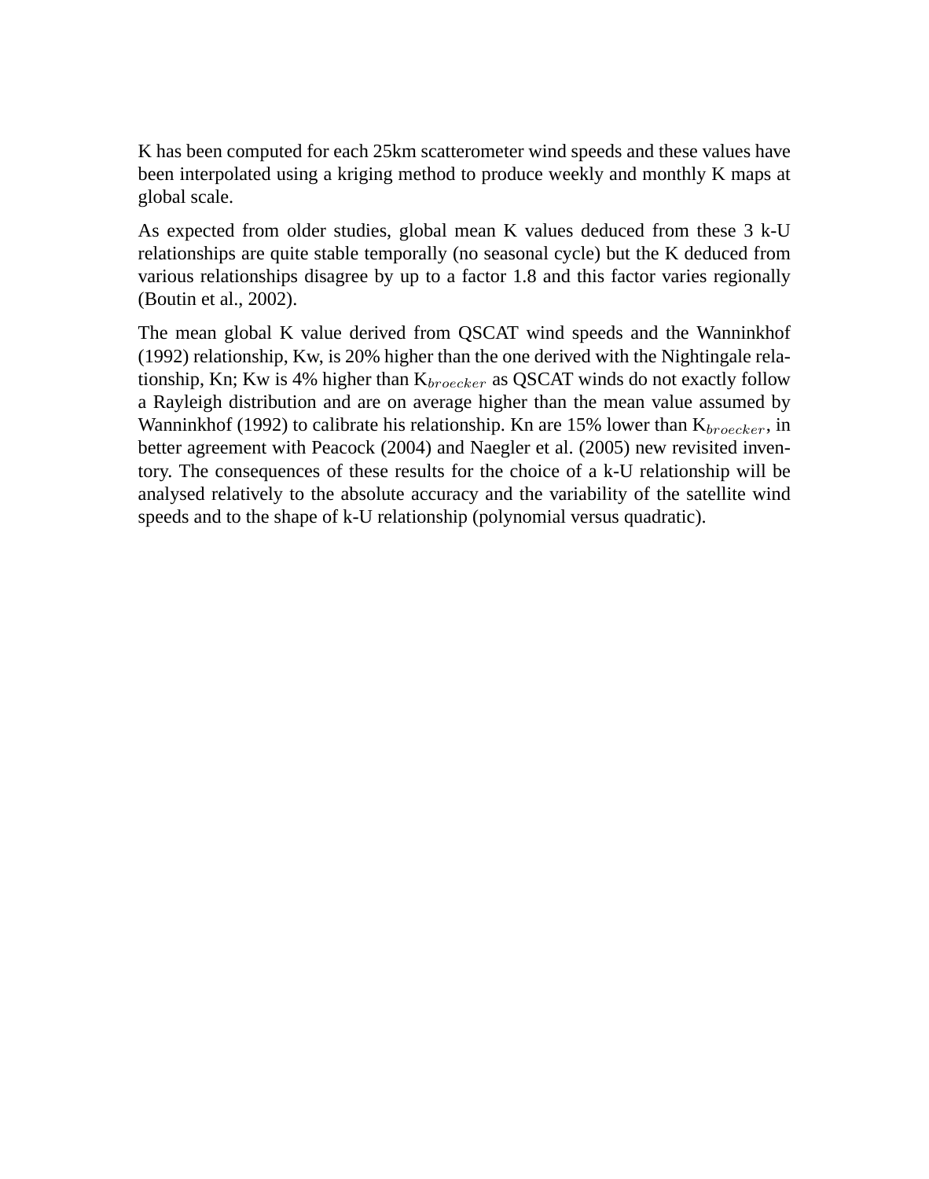K has been computed for each 25km scatterometer wind speeds and these values have been interpolated using a kriging method to produce weekly and monthly K maps at global scale.

As expected from older studies, global mean K values deduced from these 3 k-U relationships are quite stable temporally (no seasonal cycle) but the K deduced from various relationships disagree by up to a factor 1.8 and this factor varies regionally (Boutin et al., 2002).

The mean global K value derived from QSCAT wind speeds and the Wanninkhof (1992) relationship, Kw, is 20% higher than the one derived with the Nightingale relationship, Kn; Kw is 4% higher than $K_{broecker}$ as QSCAT winds do not exactly follow a Rayleigh distribution and are on average higher than the mean value assumed by Wanninkhof (1992) to calibrate his relationship. Kn are 15% lower than $K_{broecker}$, in better agreement with Peacock (2004) and Naegler et al. (2005) new revisited inventory. The consequences of these results for the choice of a k-U relationship will be analysed relatively to the absolute accuracy and the variability of the satellite wind speeds and to the shape of k-U relationship (polynomial versus quadratic).